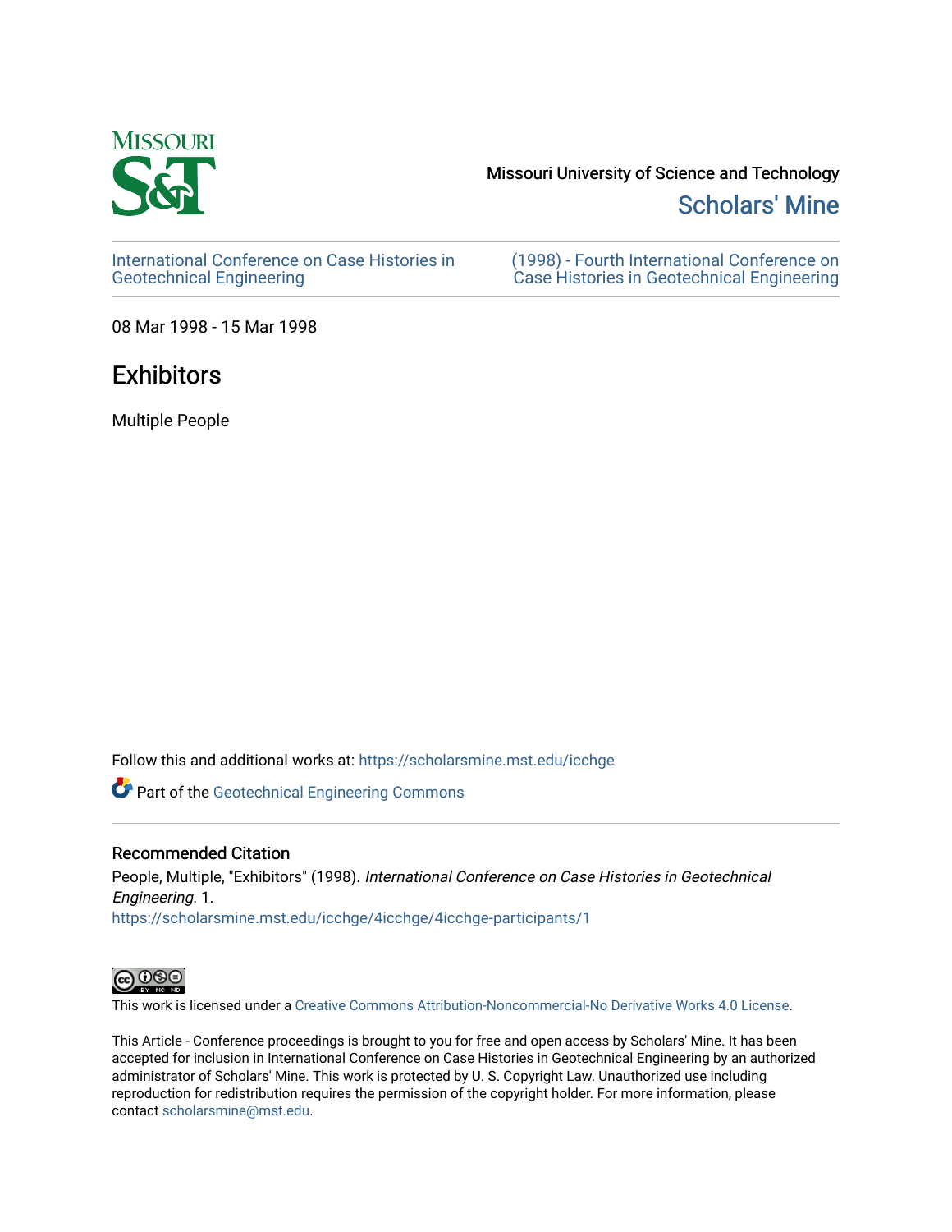Missouri University of Science and Technology

Scholars' Mine

International Conference on Case Histories in Geotechnical Engineering

(1998) - Fourth International Conference on Case Histories in Geotechnical Engineering

08 Mar 1998 - 15 Mar 1998

# Exhibitors

Multiple People

Follow this and additional works at: https://scholarsmine.mst.edu/icchge

Part of the Geotechnical Engineering Commons

## Recommended Citation

People, Multiple, "Exhibitors" (1998). *International Conference on Case Histories in Geotechnical Engineering*. 1.
https://scholarsmine.mst.edu/icchge/4icchge/4icchge-participants/1

This work is licensed under a Creative Commons Attribution-Noncommercial-No Derivative Works 4.0 License.

This Article - Conference proceedings is brought to you for free and open access by Scholars' Mine. It has been accepted for inclusion in International Conference on Case Histories in Geotechnical Engineering by an authorized administrator of Scholars' Mine. This work is protected by U. S. Copyright Law. Unauthorized use including reproduction for redistribution requires the permission of the copyright holder. For more information, please contact scholarsmine@mst.edu.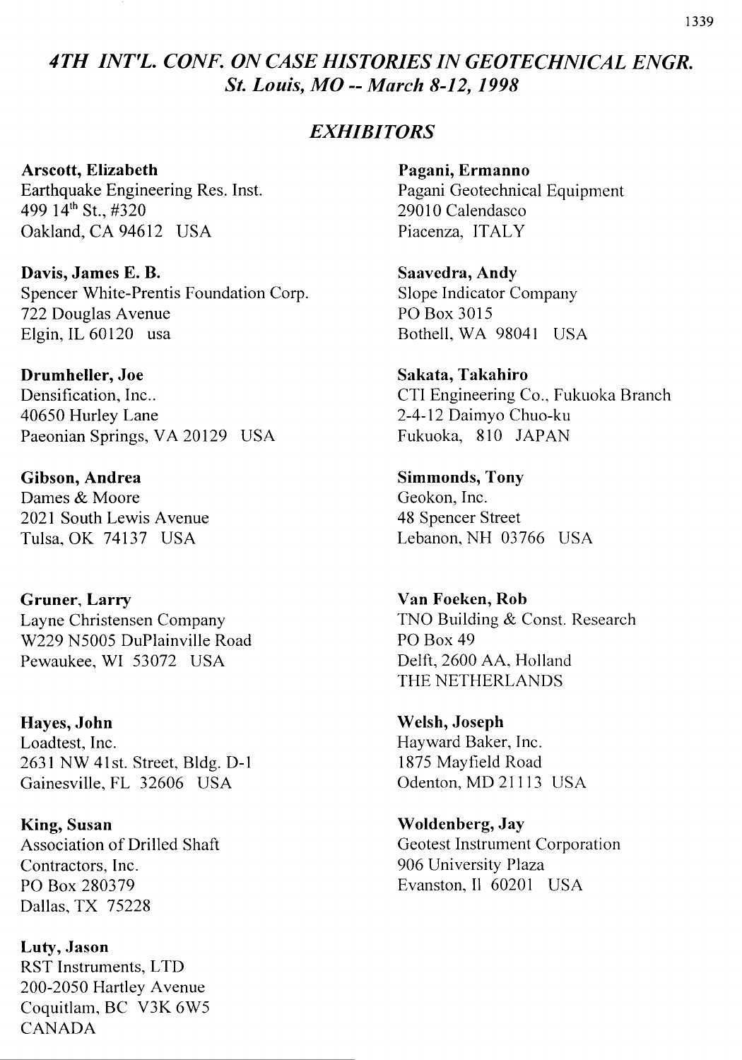## *4TH INT'L. CONF. ON CASE HISTORIES IN GEOTECHNICAL ENGR.*
## *St. Louis, MO -- March 8-12, 1998*

### *EXHIBITORS*

**Arscott, Elizabeth**
Earthquake Engineering Res. Inst.
499 14th St., #320
Oakland, CA 94612 USA

**Davis, James E. B.**
Spencer White-Prentis Foundation Corp.
722 Douglas Avenue
Elgin, IL 60120 usa

**Drumheller, Joe**
Densification, Inc..
40650 Hurley Lane
Paeonian Springs, VA 20129 USA

**Gibson, Andrea**
Dames & Moore
2021 South Lewis Avenue
Tulsa, OK 74137 USA

**Gruner, Larry**
Layne Christensen Company
W229 N5005 DuPlainville Road
Pewaukee, WI 53072 USA

**Hayes, John**
Loadtest, Inc.
2631 NW 41st. Street, Bldg. D-1
Gainesville, FL 32606 USA

**King, Susan**
Association of Drilled Shaft Contractors, Inc.
PO Box 280379
Dallas, TX 75228

**Luty, Jason**
RST Instruments, LTD
200-2050 Hartley Avenue
Coquitlam, BC V3K 6W5
CANADA

**Pagani, Ermanno**
Pagani Geotechnical Equipment
29010 Calendasco
Piacenza, ITALY

**Saavedra, Andy**
Slope Indicator Company
PO Box 3015
Bothell, WA 98041 USA

**Sakata, Takahiro**
CTI Engineering Co., Fukuoka Branch
2-4-12 Daimyo Chuo-ku
Fukuoka, 810 JAPAN

**Simmonds, Tony**
Geokon, Inc.
48 Spencer Street
Lebanon, NH 03766 USA

**Van Foeken, Rob**
TNO Building & Const. Research
PO Box 49
Delft, 2600 AA, Holland
THE NETHERLANDS

**Welsh, Joseph**
Hayward Baker, Inc.
1875 Mayfield Road
Odenton, MD 21113 USA

**Woldenberg, Jay**
Geotest Instrument Corporation
906 University Plaza
Evanston, Il 60201 USA